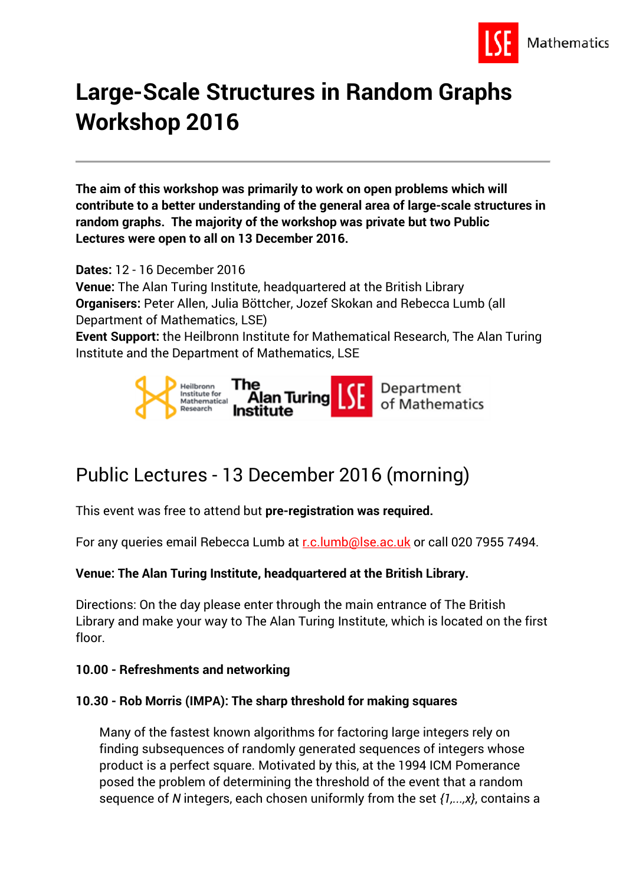# Large-Scale Structures in Random Graphs Workshop 2016

**The aim of this workshop was primarily to work on open problems which will contribute to a better understanding of the general area of large-scale structures in random graphs. The majority of the workshop was private but two Public Lectures were open to all on 13 December 2016.**

**Dates:** 12 - 16 December 2016
**Venue:** The Alan Turing Institute, headquartered at the British Library
**Organisers:** Peter Allen, Julia Böttcher, Jozef Skokan and Rebecca Lumb (all Department of Mathematics, LSE)
**Event Support:** the Heilbronn Institute for Mathematical Research, The Alan Turing Institute and the Department of Mathematics, LSE

## Public Lectures - 13 December 2016 (morning)

This event was free to attend but **pre-registration was required.**

For any queries email Rebecca Lumb at r.c.lumb@lse.ac.uk or call 020 7955 7494.

**Venue: The Alan Turing Institute, headquartered at the British Library.**

Directions: On the day please enter through the main entrance of The British Library and make your way to The Alan Turing Institute, which is located on the first floor.

**10.00 - Refreshments and networking**

**10.30 - Rob Morris (IMPA): The sharp threshold for making squares**

> Many of the fastest known algorithms for factoring large integers rely on finding subsequences of randomly generated sequences of integers whose product is a perfect square. Motivated by this, at the 1994 ICM Pomerance posed the problem of determining the threshold of the event that a random sequence of $N$ integers, each chosen uniformly from the set $\{1,...,x\}$, contains a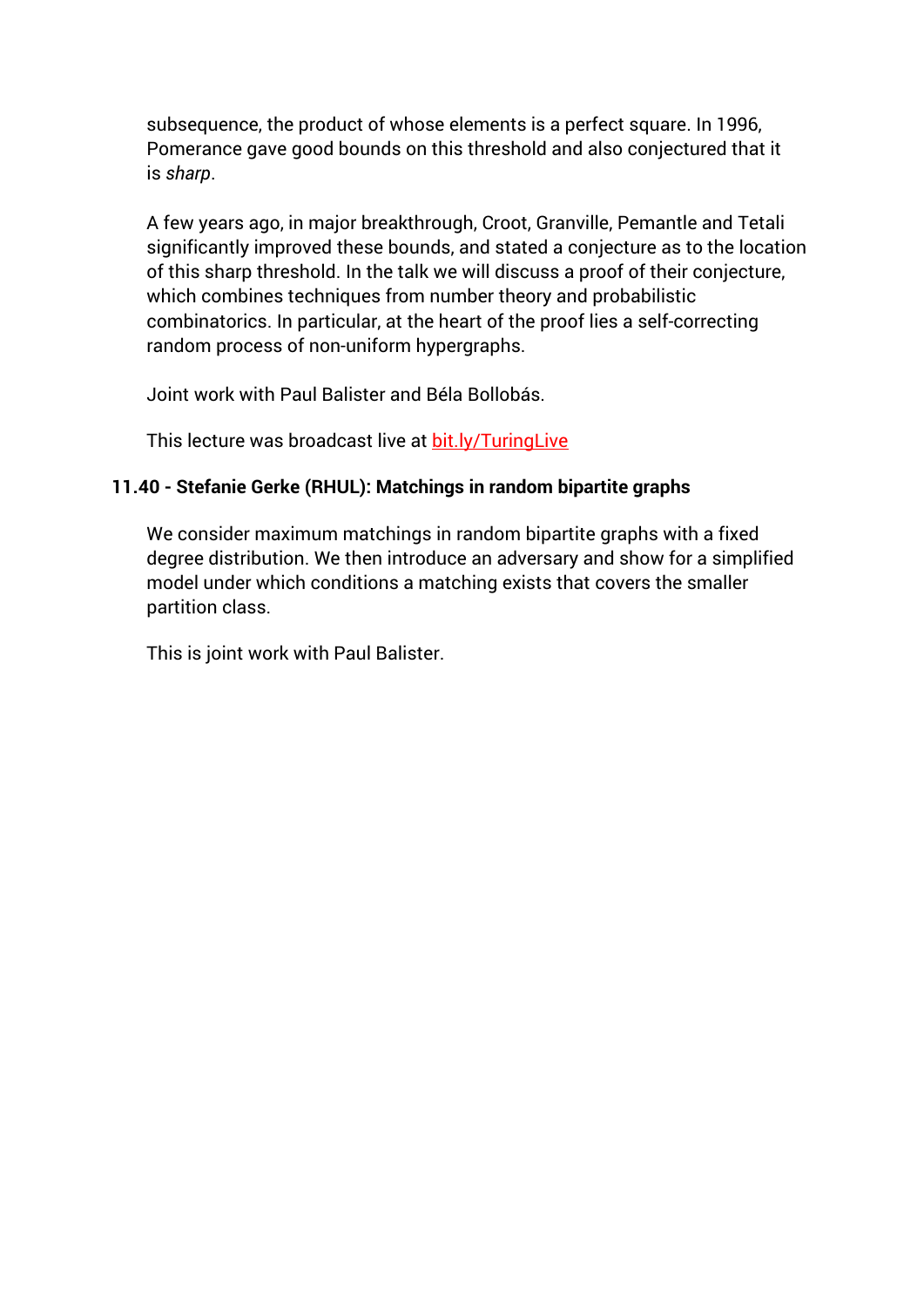subsequence, the product of whose elements is a perfect square. In 1996, Pomerance gave good bounds on this threshold and also conjectured that it is *sharp*.

A few years ago, in major breakthrough, Croot, Granville, Pemantle and Tetali significantly improved these bounds, and stated a conjecture as to the location of this sharp threshold. In the talk we will discuss a proof of their conjecture, which combines techniques from number theory and probabilistic combinatorics. In particular, at the heart of the proof lies a self-correcting random process of non-uniform hypergraphs.

Joint work with Paul Balister and Béla Bollobás.

This lecture was broadcast live at [bit.ly/TuringLive](bit.ly/TuringLive)

**11.40 - Stefanie Gerke (RHUL): Matchings in random bipartite graphs**

We consider maximum matchings in random bipartite graphs with a fixed degree distribution. We then introduce an adversary and show for a simplified model under which conditions a matching exists that covers the smaller partition class.

This is joint work with Paul Balister.